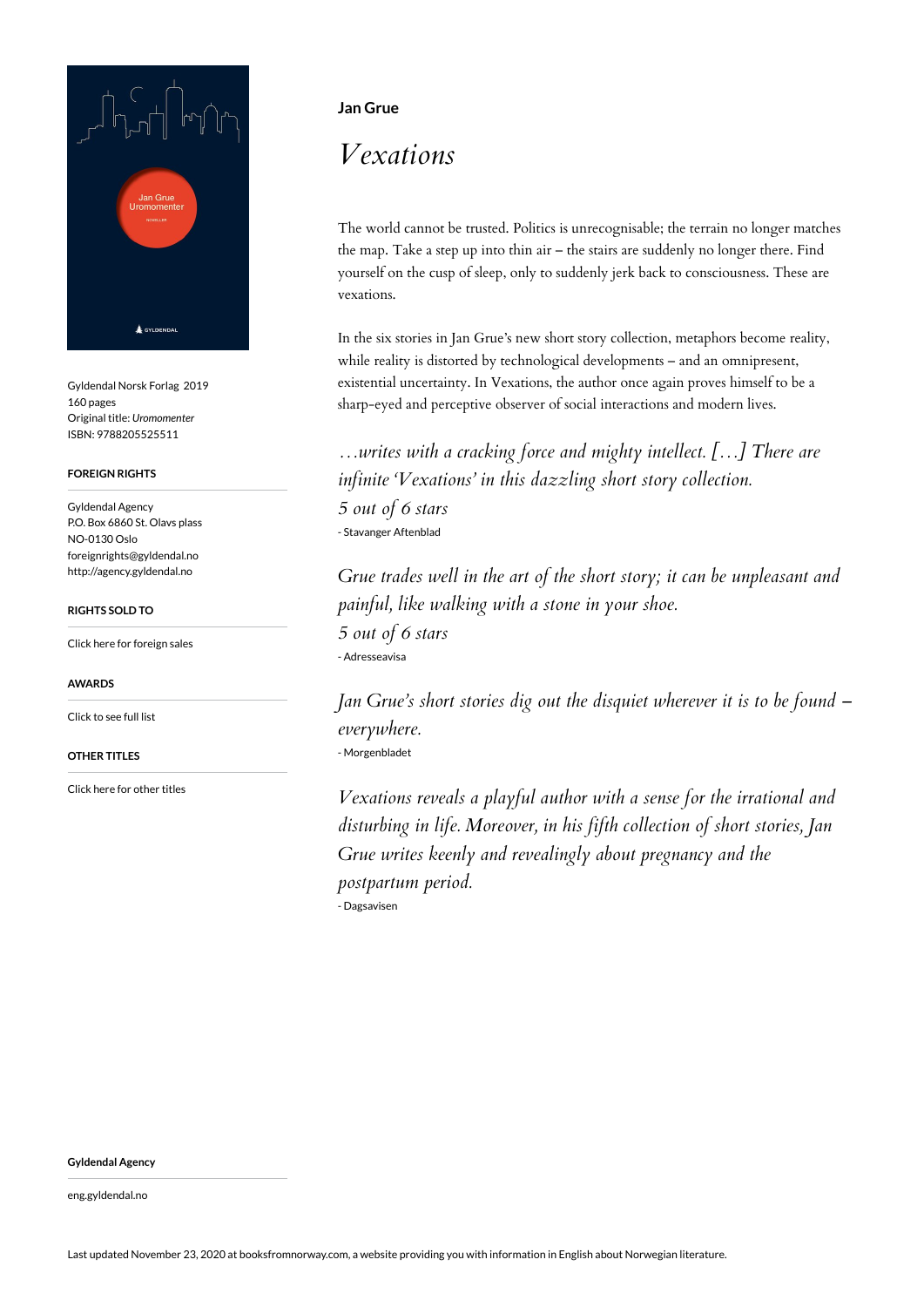Gyldendal Norsk Forlag 2019
160 pages
Original title: *Uromomenter*
ISBN: 9788205525511

### FOREIGN RIGHTS

Gyldendal Agency
P.O. Box 6860 St. Olavs plass
NO-0130 Oslo
foreignrights@gyldendal.no
http://agency.gyldendal.no

### RIGHTS SOLD TO

Click here for foreign sales

### AWARDS

Click to see full list

### OTHER TITLES

Click here for other titles

**Jan Grue**

# *Vexations*

The world cannot be trusted. Politics is unrecognisable; the terrain no longer matches the map. Take a step up into thin air – the stairs are suddenly no longer there. Find yourself on the cusp of sleep, only to suddenly jerk back to consciousness. These are vexations.

In the six stories in Jan Grue's new short story collection, metaphors become reality, while reality is distorted by technological developments – and an omnipresent, existential uncertainty. In Vexations, the author once again proves himself to be a sharp-eyed and perceptive observer of social interactions and modern lives.

*…writes with a cracking force and mighty intellect. […] There are infinite 'Vexations' in this dazzling short story collection.*
*5 out of 6 stars*
- Stavanger Aftenblad

*Grue trades well in the art of the short story; it can be unpleasant and painful, like walking with a stone in your shoe.*
*5 out of 6 stars*
- Adresseavisa

*Jan Grue's short stories dig out the disquiet wherever it is to be found – everywhere.*
- Morgenbladet

*Vexations reveals a playful author with a sense for the irrational and disturbing in life. Moreover, in his fifth collection of short stories, Jan Grue writes keenly and revealingly about pregnancy and the postpartum period.*
- Dagsavisen

**Gyldendal Agency**

eng.gyldendal.no

Last updated November 23, 2020 at booksfromnorway.com, a website providing you with information in English about Norwegian literature.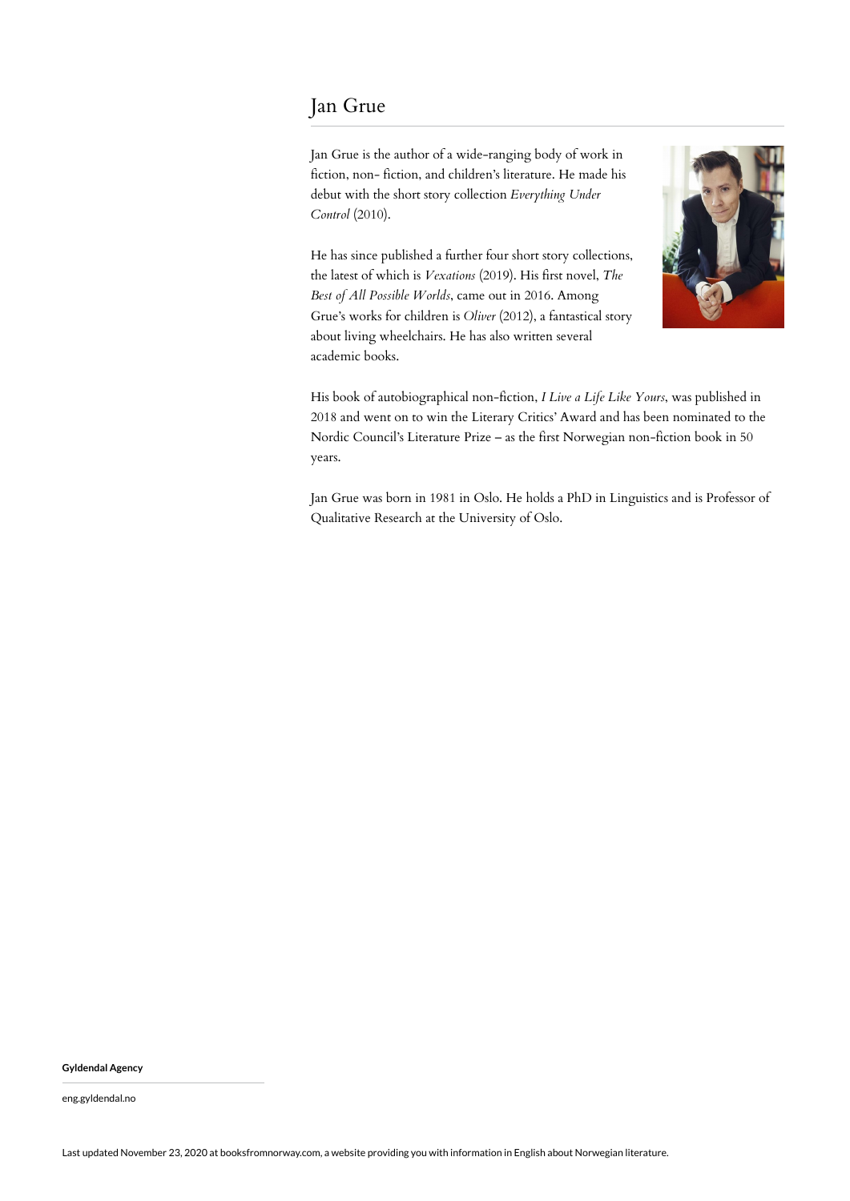# Jan Grue

Jan Grue is the author of a wide-ranging body of work in fiction, non- fiction, and children's literature. He made his debut with the short story collection *Everything Under Control* (2010).

He has since published a further four short story collections, the latest of which is *Vexations* (2019). His first novel, *The Best of All Possible Worlds*, came out in 2016. Among Grue's works for children is *Oliver* (2012), a fantastical story about living wheelchairs. He has also written several academic books.

His book of autobiographical non-fiction, *I Live a Life Like Yours*, was published in 2018 and went on to win the Literary Critics' Award and has been nominated to the Nordic Council's Literature Prize – as the first Norwegian non-fiction book in 50 years.

Jan Grue was born in 1981 in Oslo. He holds a PhD in Linguistics and is Professor of Qualitative Research at the University of Oslo.

**Gyldendal Agency**

eng.gyldendal.no

Last updated November 23, 2020 at booksfromnorway.com, a website providing you with information in English about Norwegian literature.